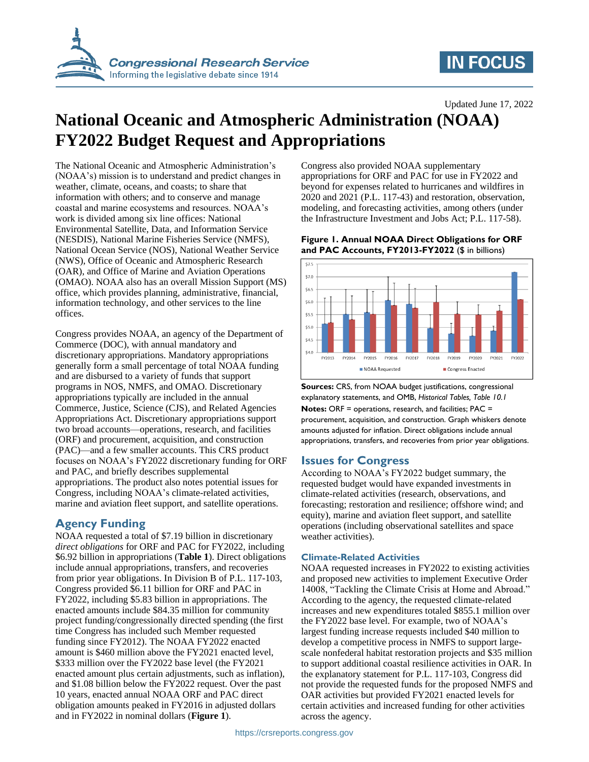Updated June 17, 2022

# National Oceanic and Atmospheric Administration (NOAA) FY2022 Budget Request and Appropriations

The National Oceanic and Atmospheric Administration's (NOAA's) mission is to understand and predict changes in weather, climate, oceans, and coasts; to share that information with others; and to conserve and manage coastal and marine ecosystems and resources. NOAA's work is divided among six line offices: National Environmental Satellite, Data, and Information Service (NESDIS), National Marine Fisheries Service (NMFS), National Ocean Service (NOS), National Weather Service (NWS), Office of Oceanic and Atmospheric Research (OAR), and Office of Marine and Aviation Operations (OMAO). NOAA also has an overall Mission Support (MS) office, which provides planning, administrative, financial, information technology, and other services to the line offices.

Congress provides NOAA, an agency of the Department of Commerce (DOC), with annual mandatory and discretionary appropriations. Mandatory appropriations generally form a small percentage of total NOAA funding and are disbursed to a variety of funds that support programs in NOS, NMFS, and OMAO. Discretionary appropriations typically are included in the annual Commerce, Justice, Science (CJS), and Related Agencies Appropriations Act. Discretionary appropriations support two broad accounts—operations, research, and facilities (ORF) and procurement, acquisition, and construction (PAC)—and a few smaller accounts. This CRS product focuses on NOAA's FY2022 discretionary funding for ORF and PAC, and briefly describes supplemental appropriations. The product also notes potential issues for Congress, including NOAA's climate-related activities, marine and aviation fleet support, and satellite operations.

## Agency Funding

NOAA requested a total of $7.19 billion in discretionary *direct obligations* for ORF and PAC for FY2022, including $6.92 billion in appropriations (**Table 1**). Direct obligations include annual appropriations, transfers, and recoveries from prior year obligations. In Division B of P.L. 117-103, Congress provided $6.11 billion for ORF and PAC in FY2022, including $5.83 billion in appropriations. The enacted amounts include $84.35 million for community project funding/congressionally directed spending (the first time Congress has included such Member requested funding since FY2012). The NOAA FY2022 enacted amount is $460 million above the FY2021 enacted level, $333 million over the FY2022 base level (the FY2021 enacted amount plus certain adjustments, such as inflation), and $1.08 billion below the FY2022 request. Over the past 10 years, enacted annual NOAA ORF and PAC direct obligation amounts peaked in FY2016 in adjusted dollars and in FY2022 in nominal dollars (**Figure 1**).

Congress also provided NOAA supplementary appropriations for ORF and PAC for use in FY2022 and beyond for expenses related to hurricanes and wildfires in 2020 and 2021 (P.L. 117-43) and restoration, observation, modeling, and forecasting activities, among others (under the Infrastructure Investment and Jobs Act; P.L. 117-58).

**Figure 1. Annual NOAA Direct Obligations for ORF and PAC Accounts, FY2013-FY2022** ($ in billions)

**Sources:** CRS, from NOAA budget justifications, congressional explanatory statements, and OMB, *Historical Tables, Table 10.1*

**Notes:** ORF = operations, research, and facilities; PAC = procurement, acquisition, and construction. Graph whiskers denote amounts adjusted for inflation. Direct obligations include annual appropriations, transfers, and recoveries from prior year obligations.

## Issues for Congress

According to NOAA's FY2022 budget summary, the requested budget would have expanded investments in climate-related activities (research, observations, and forecasting; restoration and resilience; offshore wind; and equity), marine and aviation fleet support, and satellite operations (including observational satellites and space weather activities).

### Climate-Related Activities

NOAA requested increases in FY2022 to existing activities and proposed new activities to implement Executive Order 14008, "Tackling the Climate Crisis at Home and Abroad." According to the agency, the requested climate-related increases and new expenditures totaled $855.1 million over the FY2022 base level. For example, two of NOAA's largest funding increase requests included $40 million to develop a competitive process in NMFS to support large-scale nonfederal habitat restoration projects and $35 million to support additional coastal resilience activities in OAR. In the explanatory statement for P.L. 117-103, Congress did not provide the requested funds for the proposed NMFS and OAR activities but provided FY2021 enacted levels for certain activities and increased funding for other activities across the agency.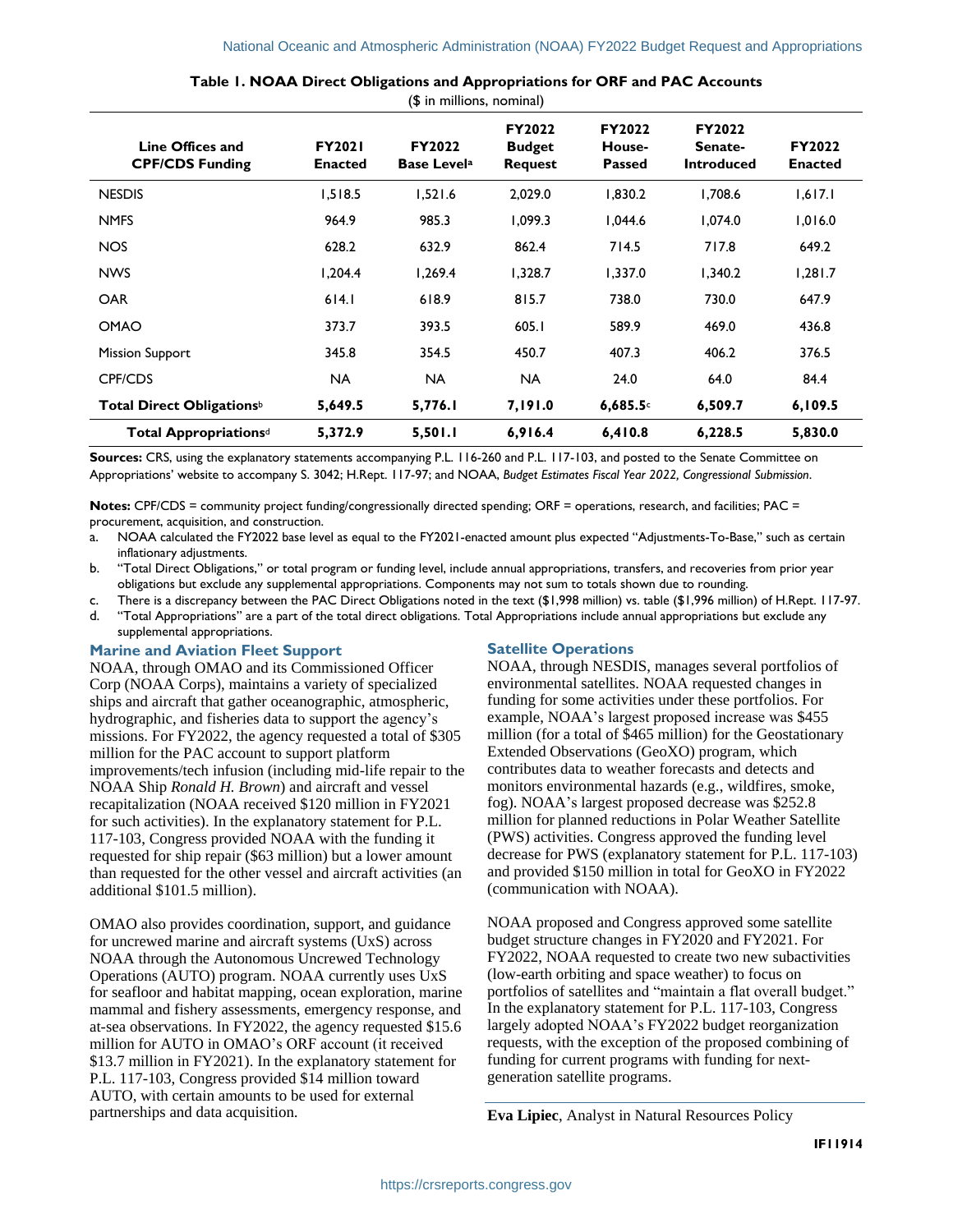**Table 1. NOAA Direct Obligations and Appropriations for ORF and PAC Accounts**

($ in millions, nominal)

| Line Offices and CPF/CDS Funding | FY2021 Enacted | FY2022 Base Level[a] | FY2022 Budget Request | FY2022 House-Passed | FY2022 Senate-Introduced | FY2022 Enacted |
|---|---|---|---|---|---|---|
| NESDIS | 1,518.5 | 1,521.6 | 2,029.0 | 1,830.2 | 1,708.6 | 1,617.1 |
| NMFS | 964.9 | 985.3 | 1,099.3 | 1,044.6 | 1,074.0 | 1,016.0 |
| NOS | 628.2 | 632.9 | 862.4 | 714.5 | 717.8 | 649.2 |
| NWS | 1,204.4 | 1,269.4 | 1,328.7 | 1,337.0 | 1,340.2 | 1,281.7 |
| OAR | 614.1 | 618.9 | 815.7 | 738.0 | 730.0 | 647.9 |
| OMAO | 373.7 | 393.5 | 605.1 | 589.9 | 469.0 | 436.8 |
| Mission Support | 345.8 | 354.5 | 450.7 | 407.3 | 406.2 | 376.5 |
| CPF/CDS | NA | NA | NA | 24.0 | 64.0 | 84.4 |
| **Total Direct Obligations[b]** | **5,649.5** | **5,776.1** | **7,191.0** | **6,685.5[c]** | **6,509.7** | **6,109.5** |
| **Total Appropriations[d]** | **5,372.9** | **5,501.1** | **6,916.4** | **6,410.8** | **6,228.5** | **5,830.0** |

**Sources:** CRS, using the explanatory statements accompanying P.L. 116-260 and P.L. 117-103, and posted to the Senate Committee on Appropriations' website to accompany S. 3042; H.Rept. 117-97; and NOAA, *Budget Estimates Fiscal Year 2022, Congressional Submission*.

**Notes:** CPF/CDS = community project funding/congressionally directed spending; ORF = operations, research, and facilities; PAC = procurement, acquisition, and construction.

a. NOAA calculated the FY2022 base level as equal to the FY2021-enacted amount plus expected "Adjustments-To-Base," such as certain inflationary adjustments.

b. "Total Direct Obligations," or total program or funding level, include annual appropriations, transfers, and recoveries from prior year obligations but exclude any supplemental appropriations. Components may not sum to totals shown due to rounding.

c. There is a discrepancy between the PAC Direct Obligations noted in the text ($1,998 million) vs. table ($1,996 million) of H.Rept. 117-97.

d. "Total Appropriations" are a part of the total direct obligations. Total Appropriations include annual appropriations but exclude any supplemental appropriations.

### Marine and Aviation Fleet Support

NOAA, through OMAO and its Commissioned Officer Corp (NOAA Corps), maintains a variety of specialized ships and aircraft that gather oceanographic, atmospheric, hydrographic, and fisheries data to support the agency's missions. For FY2022, the agency requested a total of $305 million for the PAC account to support platform improvements/tech infusion (including mid-life repair to the NOAA Ship *Ronald H. Brown*) and aircraft and vessel recapitalization (NOAA received $120 million in FY2021 for such activities). In the explanatory statement for P.L. 117-103, Congress provided NOAA with the funding it requested for ship repair ($63 million) but a lower amount than requested for the other vessel and aircraft activities (an additional $101.5 million).

OMAO also provides coordination, support, and guidance for uncrewed marine and aircraft systems (UxS) across NOAA through the Autonomous Uncrewed Technology Operations (AUTO) program. NOAA currently uses UxS for seafloor and habitat mapping, ocean exploration, marine mammal and fishery assessments, emergency response, and at-sea observations. In FY2022, the agency requested $15.6 million for AUTO in OMAO's ORF account (it received $13.7 million in FY2021). In the explanatory statement for P.L. 117-103, Congress provided $14 million toward AUTO, with certain amounts to be used for external partnerships and data acquisition.

### Satellite Operations

NOAA, through NESDIS, manages several portfolios of environmental satellites. NOAA requested changes in funding for some activities under these portfolios. For example, NOAA's largest proposed increase was $455 million (for a total of $465 million) for the Geostationary Extended Observations (GeoXO) program, which contributes data to weather forecasts and detects and monitors environmental hazards (e.g., wildfires, smoke, fog). NOAA's largest proposed decrease was $252.8 million for planned reductions in Polar Weather Satellite (PWS) activities. Congress approved the funding level decrease for PWS (explanatory statement for P.L. 117-103) and provided $150 million in total for GeoXO in FY2022 (communication with NOAA).

NOAA proposed and Congress approved some satellite budget structure changes in FY2020 and FY2021. For FY2022, NOAA requested to create two new subactivities (low-earth orbiting and space weather) to focus on portfolios of satellites and "maintain a flat overall budget." In the explanatory statement for P.L. 117-103, Congress largely adopted NOAA's FY2022 budget reorganization requests, with the exception of the proposed combining of funding for current programs with funding for next-generation satellite programs.

**Eva Lipiec**, Analyst in Natural Resources Policy

IF11914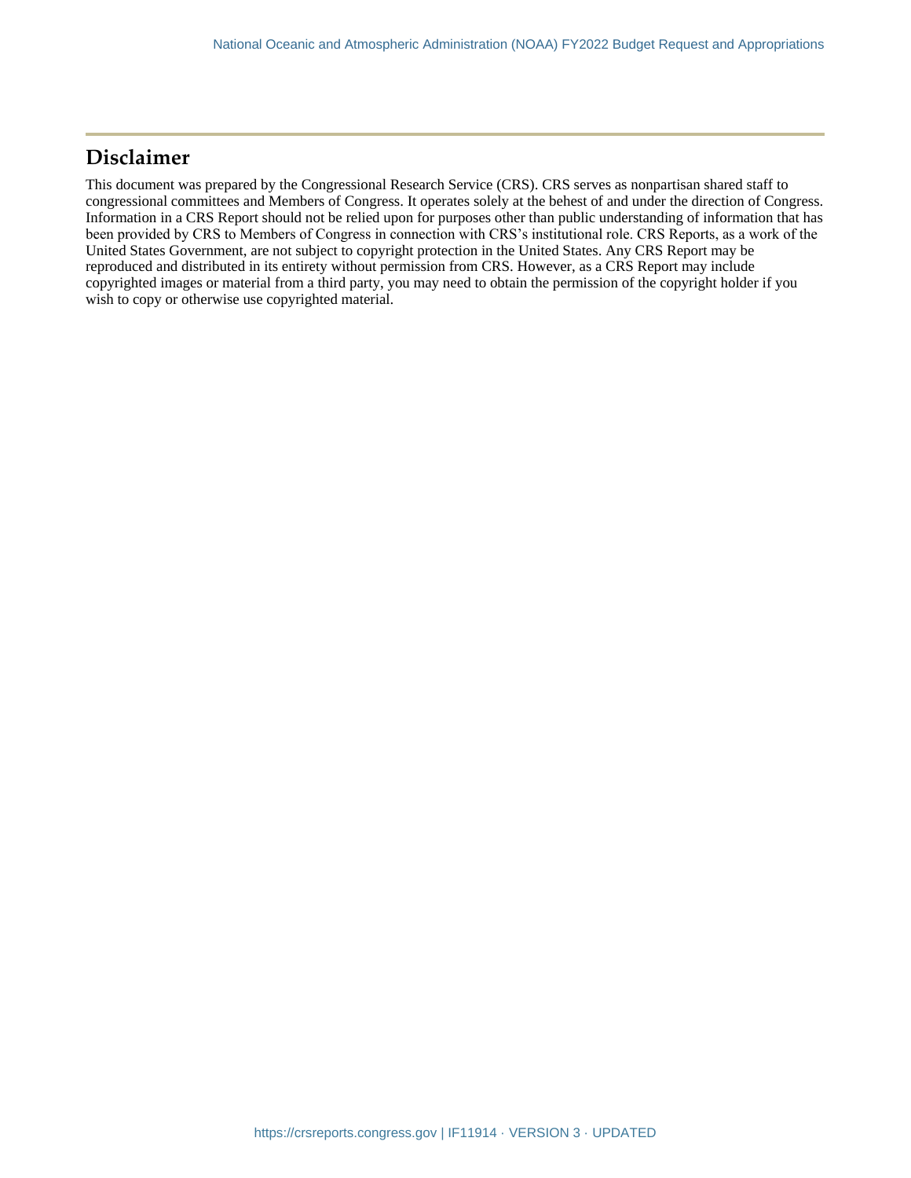## Disclaimer

This document was prepared by the Congressional Research Service (CRS). CRS serves as nonpartisan shared staff to congressional committees and Members of Congress. It operates solely at the behest of and under the direction of Congress. Information in a CRS Report should not be relied upon for purposes other than public understanding of information that has been provided by CRS to Members of Congress in connection with CRS's institutional role. CRS Reports, as a work of the United States Government, are not subject to copyright protection in the United States. Any CRS Report may be reproduced and distributed in its entirety without permission from CRS. However, as a CRS Report may include copyrighted images or material from a third party, you may need to obtain the permission of the copyright holder if you wish to copy or otherwise use copyrighted material.